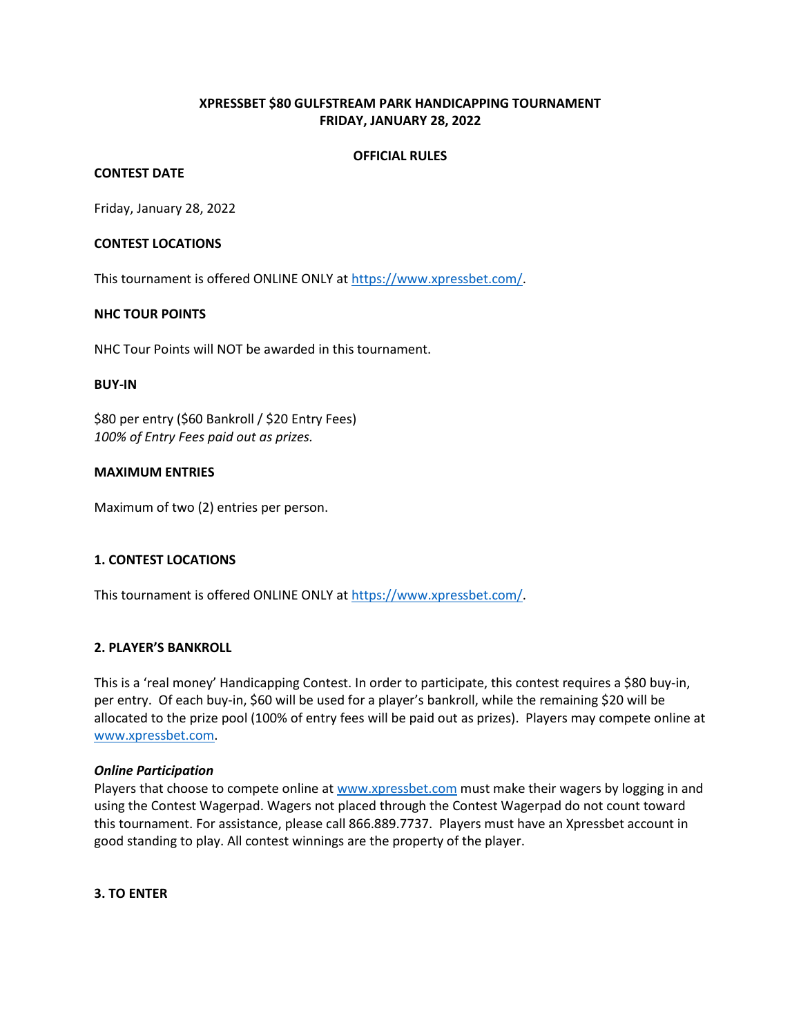# XPRESSBET $80 GULFSTREAM PARK HANDICAPPING TOURNAMENT
# FRIDAY, JANUARY 28, 2022

**OFFICIAL RULES**

**CONTEST DATE**

Friday, January 28, 2022

**CONTEST LOCATIONS**

This tournament is offered ONLINE ONLY at https://www.xpressbet.com/.

**NHC TOUR POINTS**

NHC Tour Points will NOT be awarded in this tournament.

**BUY-IN**

$80 per entry ($60 Bankroll / $20 Entry Fees)
*100% of Entry Fees paid out as prizes.*

**MAXIMUM ENTRIES**

Maximum of two (2) entries per person.

## 1. CONTEST LOCATIONS

This tournament is offered ONLINE ONLY at https://www.xpressbet.com/.

## 2. PLAYER'S BANKROLL

This is a 'real money' Handicapping Contest. In order to participate, this contest requires a $80 buy-in, per entry. Of each buy-in, $60 will be used for a player's bankroll, while the remaining $20 will be allocated to the prize pool (100% of entry fees will be paid out as prizes). Players may compete online at www.xpressbet.com.

***Online Participation***
Players that choose to compete online at www.xpressbet.com must make their wagers by logging in and using the Contest Wagerpad. Wagers not placed through the Contest Wagerpad do not count toward this tournament. For assistance, please call 866.889.7737. Players must have an Xpressbet account in good standing to play. All contest winnings are the property of the player.

## 3. TO ENTER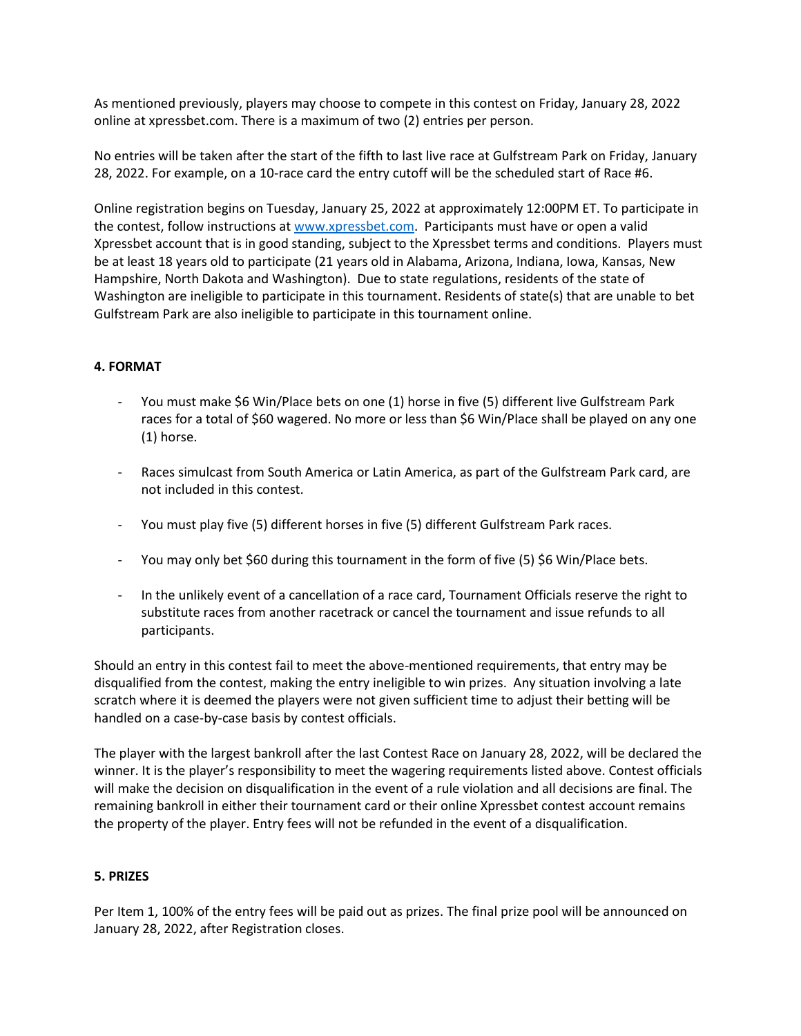As mentioned previously, players may choose to compete in this contest on Friday, January 28, 2022 online at xpressbet.com. There is a maximum of two (2) entries per person.

No entries will be taken after the start of the fifth to last live race at Gulfstream Park on Friday, January 28, 2022. For example, on a 10-race card the entry cutoff will be the scheduled start of Race #6.

Online registration begins on Tuesday, January 25, 2022 at approximately 12:00PM ET. To participate in the contest, follow instructions at [www.xpressbet.com](www.xpressbet.com). Participants must have or open a valid Xpressbet account that is in good standing, subject to the Xpressbet terms and conditions. Players must be at least 18 years old to participate (21 years old in Alabama, Arizona, Indiana, Iowa, Kansas, New Hampshire, North Dakota and Washington). Due to state regulations, residents of the state of Washington are ineligible to participate in this tournament. Residents of state(s) that are unable to bet Gulfstream Park are also ineligible to participate in this tournament online.

**4. FORMAT**

- You must make $6 Win/Place bets on one (1) horse in five (5) different live Gulfstream Park races for a total of $60 wagered. No more or less than $6 Win/Place shall be played on any one (1) horse.
- Races simulcast from South America or Latin America, as part of the Gulfstream Park card, are not included in this contest.
- You must play five (5) different horses in five (5) different Gulfstream Park races.
- You may only bet $60 during this tournament in the form of five (5) $6 Win/Place bets.
- In the unlikely event of a cancellation of a race card, Tournament Officials reserve the right to substitute races from another racetrack or cancel the tournament and issue refunds to all participants.

Should an entry in this contest fail to meet the above-mentioned requirements, that entry may be disqualified from the contest, making the entry ineligible to win prizes. Any situation involving a late scratch where it is deemed the players were not given sufficient time to adjust their betting will be handled on a case-by-case basis by contest officials.

The player with the largest bankroll after the last Contest Race on January 28, 2022, will be declared the winner. It is the player's responsibility to meet the wagering requirements listed above. Contest officials will make the decision on disqualification in the event of a rule violation and all decisions are final. The remaining bankroll in either their tournament card or their online Xpressbet contest account remains the property of the player. Entry fees will not be refunded in the event of a disqualification.

**5. PRIZES**

Per Item 1, 100% of the entry fees will be paid out as prizes. The final prize pool will be announced on January 28, 2022, after Registration closes.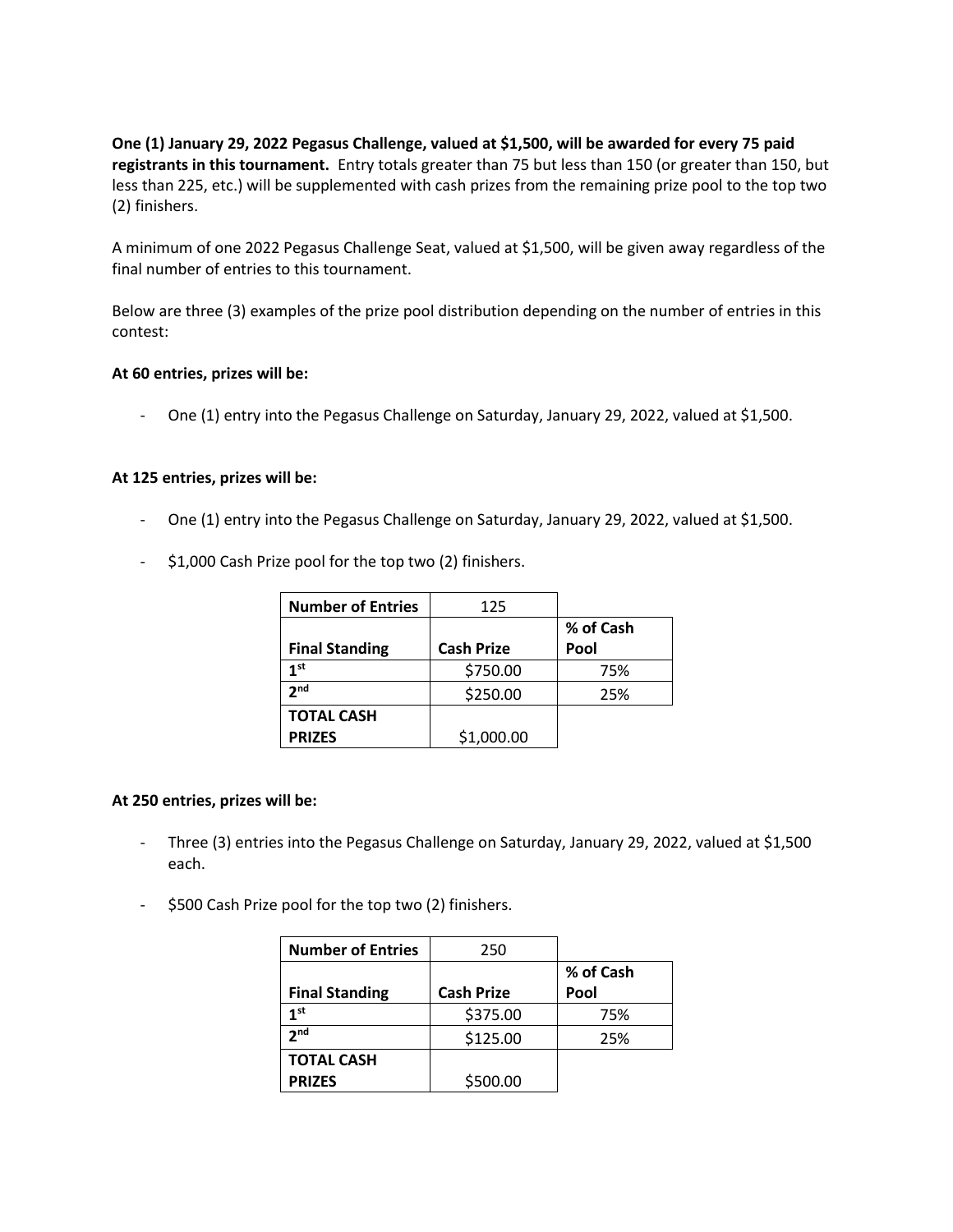**One (1) January 29, 2022 Pegasus Challenge, valued at $1,500, will be awarded for every 75 paid registrants in this tournament.** Entry totals greater than 75 but less than 150 (or greater than 150, but less than 225, etc.) will be supplemented with cash prizes from the remaining prize pool to the top two (2) finishers.

A minimum of one 2022 Pegasus Challenge Seat, valued at $1,500, will be given away regardless of the final number of entries to this tournament.

Below are three (3) examples of the prize pool distribution depending on the number of entries in this contest:

**At 60 entries, prizes will be:**

- One (1) entry into the Pegasus Challenge on Saturday, January 29, 2022, valued at $1,500.

**At 125 entries, prizes will be:**

- One (1) entry into the Pegasus Challenge on Saturday, January 29, 2022, valued at $1,500.
- $1,000 Cash Prize pool for the top two (2) finishers.

| **Number of Entries** | 125 | |
|---|---|---|
| **Final Standing** | **Cash Prize** | **% of Cash Pool** |
| **1st** | $750.00 | 75% |
| **2nd** | $250.00 | 25% |
| **TOTAL CASH PRIZES** | $1,000.00 | |

**At 250 entries, prizes will be:**

- Three (3) entries into the Pegasus Challenge on Saturday, January 29, 2022, valued at $1,500 each.
- $500 Cash Prize pool for the top two (2) finishers.

| **Number of Entries** | 250 | |
|---|---|---|
| **Final Standing** | **Cash Prize** | **% of Cash Pool** |
| **1st** | $375.00 | 75% |
| **2nd** | $125.00 | 25% |
| **TOTAL CASH PRIZES** | $500.00 | |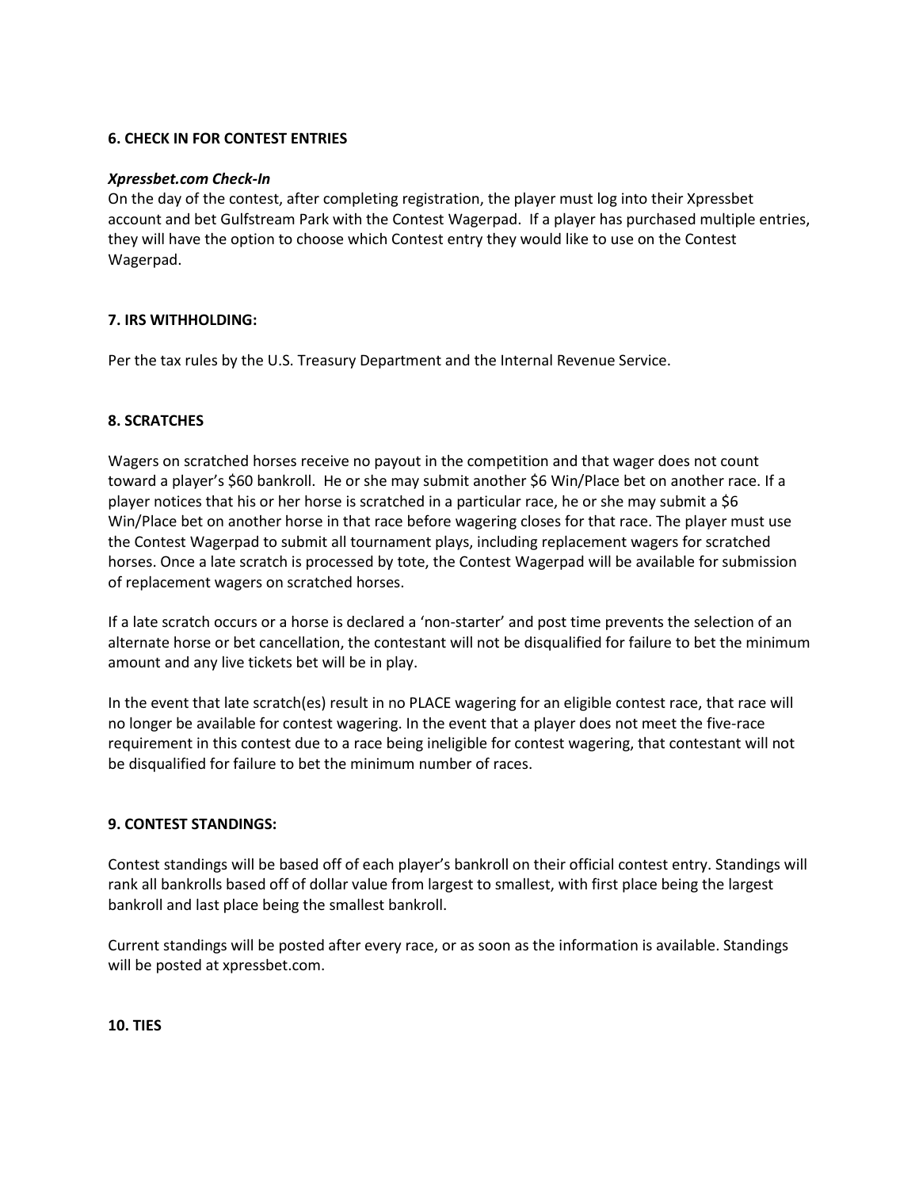**6. CHECK IN FOR CONTEST ENTRIES**

***Xpressbet.com Check-In***

On the day of the contest, after completing registration, the player must log into their Xpressbet account and bet Gulfstream Park with the Contest Wagerpad. If a player has purchased multiple entries, they will have the option to choose which Contest entry they would like to use on the Contest Wagerpad.

**7. IRS WITHHOLDING:**

Per the tax rules by the U.S. Treasury Department and the Internal Revenue Service.

**8. SCRATCHES**

Wagers on scratched horses receive no payout in the competition and that wager does not count toward a player's $60 bankroll. He or she may submit another $6 Win/Place bet on another race. If a player notices that his or her horse is scratched in a particular race, he or she may submit a $6 Win/Place bet on another horse in that race before wagering closes for that race. The player must use the Contest Wagerpad to submit all tournament plays, including replacement wagers for scratched horses. Once a late scratch is processed by tote, the Contest Wagerpad will be available for submission of replacement wagers on scratched horses.

If a late scratch occurs or a horse is declared a 'non-starter' and post time prevents the selection of an alternate horse or bet cancellation, the contestant will not be disqualified for failure to bet the minimum amount and any live tickets bet will be in play.

In the event that late scratch(es) result in no PLACE wagering for an eligible contest race, that race will no longer be available for contest wagering. In the event that a player does not meet the five-race requirement in this contest due to a race being ineligible for contest wagering, that contestant will not be disqualified for failure to bet the minimum number of races.

**9. CONTEST STANDINGS:**

Contest standings will be based off of each player's bankroll on their official contest entry. Standings will rank all bankrolls based off of dollar value from largest to smallest, with first place being the largest bankroll and last place being the smallest bankroll.

Current standings will be posted after every race, or as soon as the information is available. Standings will be posted at xpressbet.com.

**10. TIES**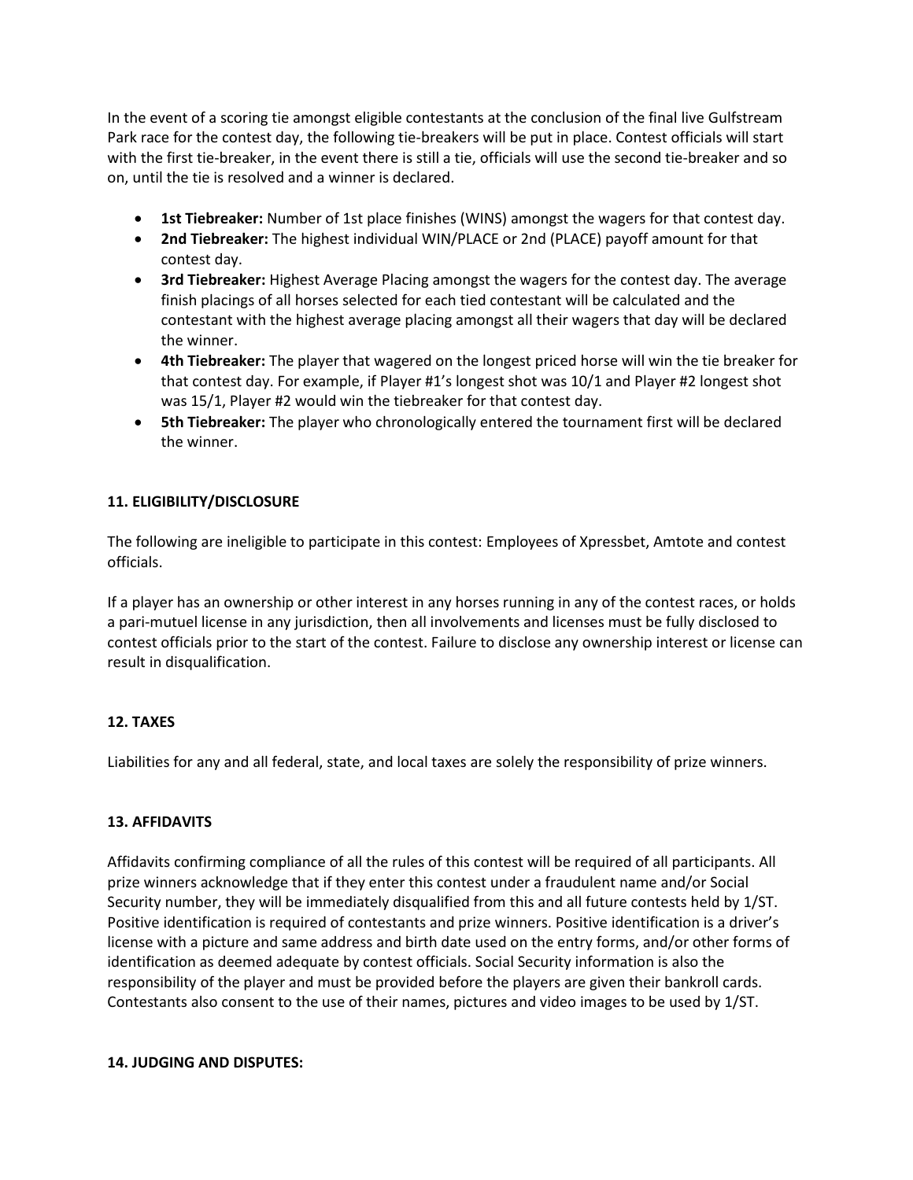In the event of a scoring tie amongst eligible contestants at the conclusion of the final live Gulfstream Park race for the contest day, the following tie-breakers will be put in place. Contest officials will start with the first tie-breaker, in the event there is still a tie, officials will use the second tie-breaker and so on, until the tie is resolved and a winner is declared.

- **1st Tiebreaker:** Number of 1st place finishes (WINS) amongst the wagers for that contest day.
- **2nd Tiebreaker:** The highest individual WIN/PLACE or 2nd (PLACE) payoff amount for that contest day.
- **3rd Tiebreaker:** Highest Average Placing amongst the wagers for the contest day. The average finish placings of all horses selected for each tied contestant will be calculated and the contestant with the highest average placing amongst all their wagers that day will be declared the winner.
- **4th Tiebreaker:** The player that wagered on the longest priced horse will win the tie breaker for that contest day. For example, if Player #1's longest shot was 10/1 and Player #2 longest shot was 15/1, Player #2 would win the tiebreaker for that contest day.
- **5th Tiebreaker:** The player who chronologically entered the tournament first will be declared the winner.

**11. ELIGIBILITY/DISCLOSURE**

The following are ineligible to participate in this contest: Employees of Xpressbet, Amtote and contest officials.

If a player has an ownership or other interest in any horses running in any of the contest races, or holds a pari-mutuel license in any jurisdiction, then all involvements and licenses must be fully disclosed to contest officials prior to the start of the contest. Failure to disclose any ownership interest or license can result in disqualification.

**12. TAXES**

Liabilities for any and all federal, state, and local taxes are solely the responsibility of prize winners.

**13. AFFIDAVITS**

Affidavits confirming compliance of all the rules of this contest will be required of all participants. All prize winners acknowledge that if they enter this contest under a fraudulent name and/or Social Security number, they will be immediately disqualified from this and all future contests held by 1/ST. Positive identification is required of contestants and prize winners. Positive identification is a driver's license with a picture and same address and birth date used on the entry forms, and/or other forms of identification as deemed adequate by contest officials. Social Security information is also the responsibility of the player and must be provided before the players are given their bankroll cards. Contestants also consent to the use of their names, pictures and video images to be used by 1/ST.

**14. JUDGING AND DISPUTES:**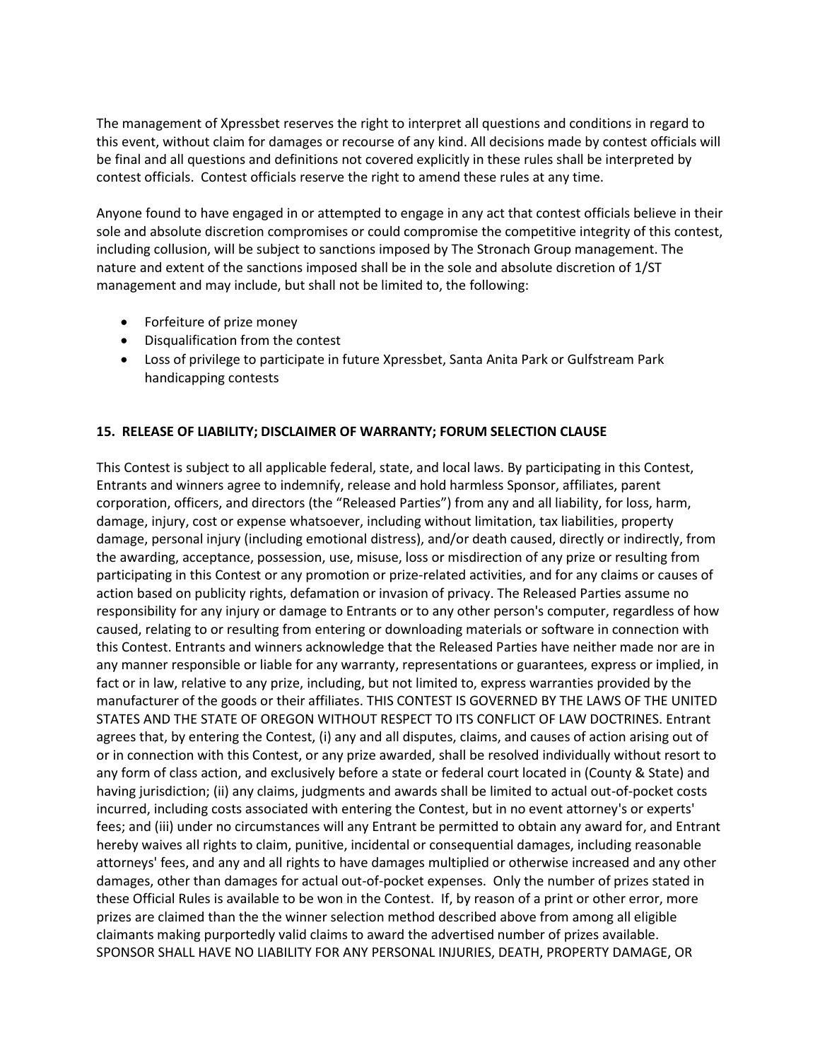The management of Xpressbet reserves the right to interpret all questions and conditions in regard to this event, without claim for damages or recourse of any kind. All decisions made by contest officials will be final and all questions and definitions not covered explicitly in these rules shall be interpreted by contest officials. Contest officials reserve the right to amend these rules at any time.

Anyone found to have engaged in or attempted to engage in any act that contest officials believe in their sole and absolute discretion compromises or could compromise the competitive integrity of this contest, including collusion, will be subject to sanctions imposed by The Stronach Group management. The nature and extent of the sanctions imposed shall be in the sole and absolute discretion of 1/ST management and may include, but shall not be limited to, the following:

- Forfeiture of prize money
- Disqualification from the contest
- Loss of privilege to participate in future Xpressbet, Santa Anita Park or Gulfstream Park handicapping contests

**15. RELEASE OF LIABILITY; DISCLAIMER OF WARRANTY; FORUM SELECTION CLAUSE**

This Contest is subject to all applicable federal, state, and local laws. By participating in this Contest, Entrants and winners agree to indemnify, release and hold harmless Sponsor, affiliates, parent corporation, officers, and directors (the "Released Parties") from any and all liability, for loss, harm, damage, injury, cost or expense whatsoever, including without limitation, tax liabilities, property damage, personal injury (including emotional distress), and/or death caused, directly or indirectly, from the awarding, acceptance, possession, use, misuse, loss or misdirection of any prize or resulting from participating in this Contest or any promotion or prize-related activities, and for any claims or causes of action based on publicity rights, defamation or invasion of privacy. The Released Parties assume no responsibility for any injury or damage to Entrants or to any other person's computer, regardless of how caused, relating to or resulting from entering or downloading materials or software in connection with this Contest. Entrants and winners acknowledge that the Released Parties have neither made nor are in any manner responsible or liable for any warranty, representations or guarantees, express or implied, in fact or in law, relative to any prize, including, but not limited to, express warranties provided by the manufacturer of the goods or their affiliates. THIS CONTEST IS GOVERNED BY THE LAWS OF THE UNITED STATES AND THE STATE OF OREGON WITHOUT RESPECT TO ITS CONFLICT OF LAW DOCTRINES. Entrant agrees that, by entering the Contest, (i) any and all disputes, claims, and causes of action arising out of or in connection with this Contest, or any prize awarded, shall be resolved individually without resort to any form of class action, and exclusively before a state or federal court located in (County & State) and having jurisdiction; (ii) any claims, judgments and awards shall be limited to actual out-of-pocket costs incurred, including costs associated with entering the Contest, but in no event attorney's or experts' fees; and (iii) under no circumstances will any Entrant be permitted to obtain any award for, and Entrant hereby waives all rights to claim, punitive, incidental or consequential damages, including reasonable attorneys' fees, and any and all rights to have damages multiplied or otherwise increased and any other damages, other than damages for actual out-of-pocket expenses. Only the number of prizes stated in these Official Rules is available to be won in the Contest. If, by reason of a print or other error, more prizes are claimed than the the winner selection method described above from among all eligible claimants making purportedly valid claims to award the advertised number of prizes available. SPONSOR SHALL HAVE NO LIABILITY FOR ANY PERSONAL INJURIES, DEATH, PROPERTY DAMAGE, OR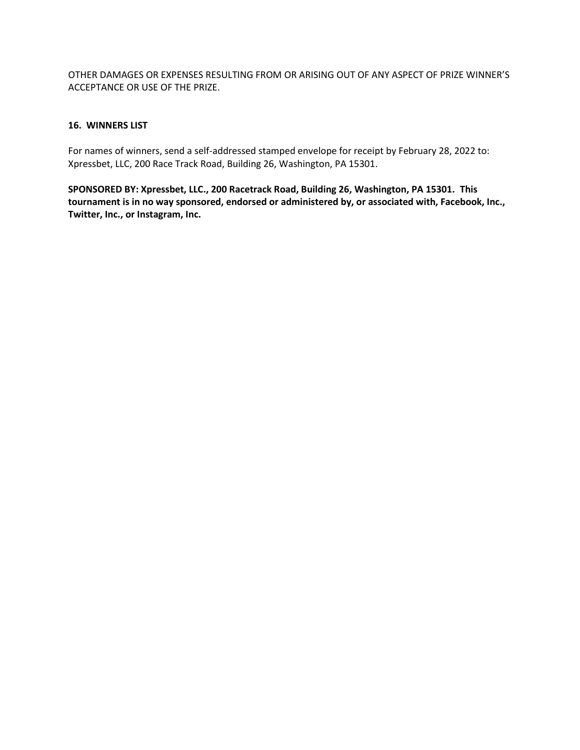OTHER DAMAGES OR EXPENSES RESULTING FROM OR ARISING OUT OF ANY ASPECT OF PRIZE WINNER'S ACCEPTANCE OR USE OF THE PRIZE.

**16. WINNERS LIST**

For names of winners, send a self-addressed stamped envelope for receipt by February 28, 2022 to: Xpressbet, LLC, 200 Race Track Road, Building 26, Washington, PA 15301.

**SPONSORED BY: Xpressbet, LLC., 200 Racetrack Road, Building 26, Washington, PA 15301. This tournament is in no way sponsored, endorsed or administered by, or associated with, Facebook, Inc., Twitter, Inc., or Instagram, Inc.**